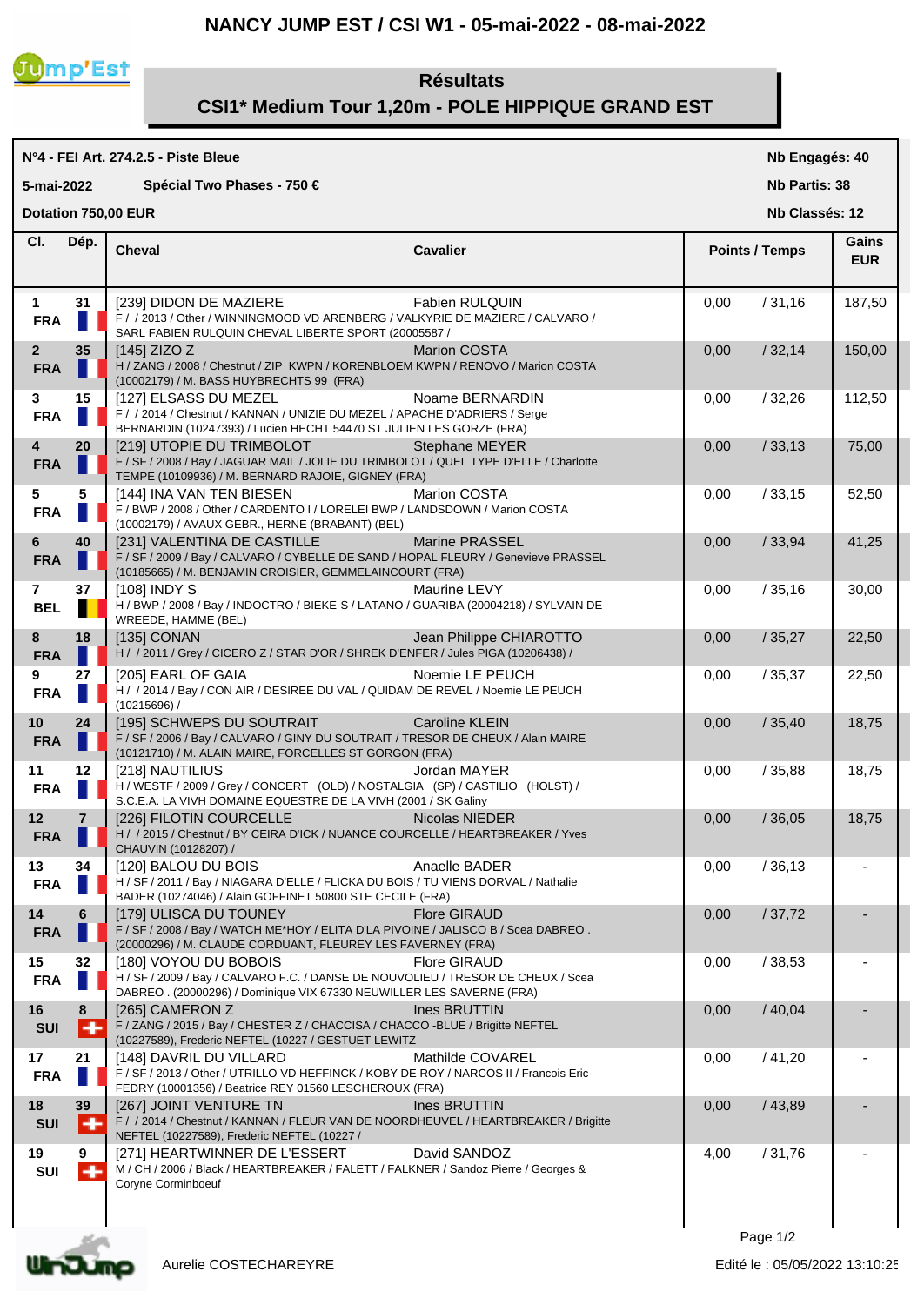# NANCY JUMP EST / CSI W1 - 05-mai-2022 - 08-mai-2022

## Résultats
## CSI1* Medium Tour 1,20m - POLE HIPPIQUE GRAND EST

**N°4 - FEI Art. 274.2.5 - Piste Bleue** — Nb Engagés: 40

**5-mai-2022** — **Spécial Two Phases - 750 €** — Nb Partis: 38

**Dotation 750,00 EUR** — Nb Classés: 12

| Cl. | Dép. | Cheval | Cavalier | Points / Temps | Gains EUR |
|---|---|---|---|---|---|
| 1 FRA | 31 | [239] DIDON DE MAZIERE<br>F / / 2013 / Other / WINNINGMOOD VD ARENBERG / VALKYRIE DE MAZIERE / CALVARO / SARL FABIEN RULQUIN CHEVAL LIBERTE SPORT (20005587 / | Fabien RULQUIN | 0,00 / 31,16 | 187,50 |
| 2 FRA | 35 | [145] ZIZO Z<br>H / ZANG / 2008 / Chestnut / ZIP KWPN / KORENBLOEM KWPN / RENOVO / Marion COSTA (10002179) / M. BASS HUYBRECHTS 99 (FRA) | Marion COSTA | 0,00 / 32,14 | 150,00 |
| 3 FRA | 15 | [127] ELSASS DU MEZEL<br>F / / 2014 / Chestnut / KANNAN / UNIZIE DU MEZEL / APACHE D'ADRIERS / Serge BERNARDIN (10247393) / Lucien HECHT 54470 ST JULIEN LES GORZE (FRA) | Noame BERNARDIN | 0,00 / 32,26 | 112,50 |
| 4 FRA | 20 | [219] UTOPIE DU TRIMBOLOT<br>F / SF / 2008 / Bay / JAGUAR MAIL / JOLIE DU TRIMBOLOT / QUEL TYPE D'ELLE / Charlotte TEMPE (10109936) / M. BERNARD RAJOIE, GIGNEY (FRA) | Stephane MEYER | 0,00 / 33,13 | 75,00 |
| 5 FRA | 5 | [144] INA VAN TEN BIESEN<br>F / BWP / 2008 / Other / CARDENTO I / LORELEI BWP / LANDSDOWN / Marion COSTA (10002179) / AVAUX GEBR., HERNE (BRABANT) (BEL) | Marion COSTA | 0,00 / 33,15 | 52,50 |
| 6 FRA | 40 | [231] VALENTINA DE CASTILLE<br>F / SF / 2009 / Bay / CALVARO / CYBELLE DE SAND / HOPAL FLEURY / Genevieve PRASSEL (10185665) / M. BENJAMIN CROISIER, GEMMELAINCOURT (FRA) | Marine PRASSEL | 0,00 / 33,94 | 41,25 |
| 7 BEL | 37 | [108] INDY S<br>H / BWP / 2008 / Bay / INDOCTRO / BIEKE-S / LATANO / GUARIBA (20004218) / SYLVAIN DE WREEDE, HAMME (BEL) | Maurine LEVY | 0,00 / 35,16 | 30,00 |
| 8 FRA | 18 | [135] CONAN<br>H / / 2011 / Grey / CICERO Z / STAR D'OR / SHREK D'ENFER / Jules PIGA (10206438) / | Jean Philippe CHIAROTTO | 0,00 / 35,27 | 22,50 |
| 9 FRA | 27 | [205] EARL OF GAIA<br>H / / 2014 / Bay / CON AIR / DESIREE DU VAL / QUIDAM DE REVEL / Noemie LE PEUCH (10215696) / | Noemie LE PEUCH | 0,00 / 35,37 | 22,50 |
| 10 FRA | 24 | [195] SCHWEPS DU SOUTRAIT<br>F / SF / 2006 / Bay / CALVARO / GINY DU SOUTRAIT / TRESOR DE CHEUX / Alain MAIRE (10121710) / M. ALAIN MAIRE, FORCELLES ST GORGON (FRA) | Caroline KLEIN | 0,00 / 35,40 | 18,75 |
| 11 FRA | 12 | [218] NAUTILIUS<br>H / WESTF / 2009 / Grey / CONCERT (OLD) / NOSTALGIA (SP) / CASTILIO (HOLST) / S.C.E.A. LA VIVH DOMAINE EQUESTRE DE LA VIVH (2001 / SK Galiny | Jordan MAYER | 0,00 / 35,88 | 18,75 |
| 12 FRA | 7 | [226] FILOTIN COURCELLE<br>H / / 2015 / Chestnut / BY CEIRA D'ICK / NUANCE COURCELLE / HEARTBREAKER / Yves CHAUVIN (10128207) / | Nicolas NIEDER | 0,00 / 36,05 | 18,75 |
| 13 FRA | 34 | [120] BALOU DU BOIS<br>H / SF / 2011 / Bay / NIAGARA D'ELLE / FLICKA DU BOIS / TU VIENS DORVAL / Nathalie BADER (10274046) / Alain GOFFINET 50800 STE CECILE (FRA) | Anaelle BADER | 0,00 / 36,13 | - |
| 14 FRA | 6 | [179] ULISCA DU TOUNEY<br>F / SF / 2008 / Bay / WATCH ME*HOY / ELITA D'LA PIVOINE / JALISCO B / Scea DABREO . (20000296) / M. CLAUDE CORDUANT, FLEUREY LES FAVERNEY (FRA) | Flore GIRAUD | 0,00 / 37,72 | - |
| 15 FRA | 32 | [180] VOYOU DU BOBOIS<br>H / SF / 2009 / Bay / CALVARO F.C. / DANSE DE NOUVOLIEU / TRESOR DE CHEUX / Scea DABREO . (20000296) / Dominique VIX 67330 NEUWILLER LES SAVERNE (FRA) | Flore GIRAUD | 0,00 / 38,53 | - |
| 16 SUI | 8 | [265] CAMERON Z<br>F / ZANG / 2015 / Bay / CHESTER Z / CHACCISA / CHACCO -BLUE / Brigitte NEFTEL (10227589), Frederic NEFTEL (10227 / GESTUET LEWITZ | Ines BRUTTIN | 0,00 / 40,04 | - |
| 17 FRA | 21 | [148] DAVRIL DU VILLARD<br>F / SF / 2013 / Other / UTRILLO VD HEFFINCK / KOBY DE ROY / NARCOS II / Francois Eric FEDRY (10001356) / Beatrice REY 01560 LESCHEROUX (FRA) | Mathilde COVAREL | 0,00 / 41,20 | - |
| 18 SUI | 39 | [267] JOINT VENTURE TN<br>F / / 2014 / Chestnut / KANNAN / FLEUR VAN DE NOORDHEUVEL / HEARTBREAKER / Brigitte NEFTEL (10227589), Frederic NEFTEL (10227 / | Ines BRUTTIN | 0,00 / 43,89 | - |
| 19 SUI | 9 | [271] HEARTWINNER DE L'ESSERT<br>M / CH / 2006 / Black / HEARTBREAKER / FALETT / FALKNER / Sandoz Pierre / Georges & Coryne Corminboeuf | David SANDOZ | 4,00 / 31,76 | - |

Aurelie COSTECHAREYRE

Edité le : 05/05/2022 13:10:25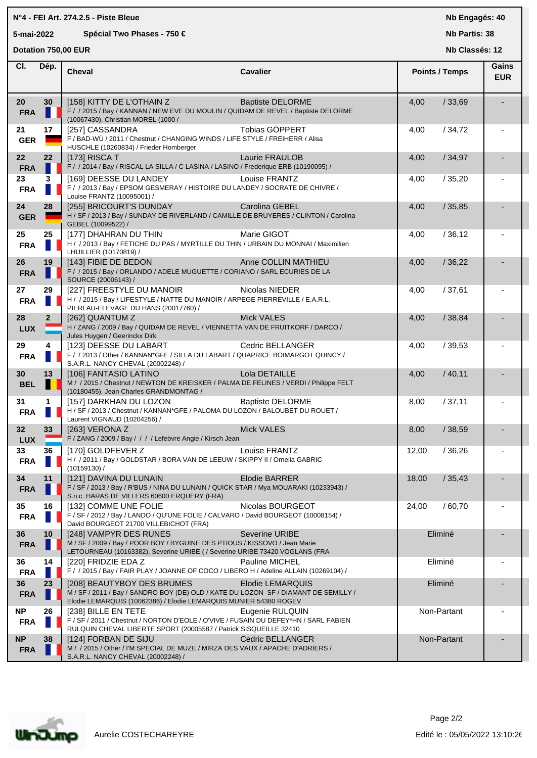N°4 - FEI Art. 274.2.5 - Piste Bleue

5-mai-2022 Spécial Two Phases - 750 €

Dotation 750,00 EUR

Nb Engagés: 40

Nb Partis: 38

Nb Classés: 12

| Cl. | Dép. | Cheval | Cavalier | Points / Temps | | Gains EUR |
|---|---|---|---|---|---|---|
| 20 FRA | 30 | [158] KITTY DE L'OTHAIN Z<br>F / / 2015 / Bay / KANNAN / NEW EVE DU MOULIN / QUIDAM DE REVEL / Baptiste DELORME (10067430), Christian MOREL (1000 / | Baptiste DELORME | 4,00 | / 33,69 | - |
| 21 GER | 17 | [257] CASSANDRA<br>F / BAD-WÜ / 2011 / Chestnut / CHANGING WINDS / LIFE STYLE / FREIHERR / Alisa HUSCHLE (10260834) / Frieder Homberger | Tobias GÖPPERT | 4,00 | / 34,72 | - |
| 22 FRA | 22 | [173] RISCA T<br>F / / 2014 / Bay / RISCAL LA SILLA / C LASINA / LASINO / Frederique ERB (10190095) / | Laurie FRAULOB | 4,00 | / 34,97 | - |
| 23 FRA | 3 | [169] DEESSE DU LANDEY<br>F / / 2013 / Bay / EPSOM GESMERAY / HISTOIRE DU LANDEY / SOCRATE DE CHIVRE / Louise FRANTZ (10095001) / | Louise FRANTZ | 4,00 | / 35,20 | - |
| 24 GER | 28 | [255] BRICOURT'S DUNDAY<br>H / SF / 2013 / Bay / SUNDAY DE RIVERLAND / CAMILLE DE BRUYERES / CLINTON / Carolina GEBEL (10099522) / | Carolina GEBEL | 4,00 | / 35,85 | - |
| 25 FRA | 25 | [177] DHAHRAN DU THIN<br>H / / 2013 / Bay / FETICHE DU PAS / MYRTILLE DU THIN / URBAIN DU MONNAI / Maximilien LHUILLIER (10170819) / | Marie GIGOT | 4,00 | / 36,12 | - |
| 26 FRA | 19 | [143] FIBIE DE BEDON<br>F / / 2015 / Bay / ORLANDO / ADELE MUGUETTE / CORIANO / SARL ECURIES DE LA SOURCE (20006143) / | Anne COLLIN MATHIEU | 4,00 | / 36,22 | - |
| 27 FRA | 29 | [227] FREESTYLE DU MANOIR<br>H / / 2015 / Bay / LIFESTYLE / NATTE DU MANOIR / ARPEGE PIERREVILLE / E.A.R.L. PIERLAU-ELEVAGE DU HANS (20017760) / | Nicolas NIEDER | 4,00 | / 37,61 | - |
| 28 LUX | 2 | [262] QUANTUM Z<br>H / ZANG / 2009 / Bay / QUIDAM DE REVEL / VIENNETTA VAN DE FRUITKORF / DARCO / Jules Huygen / Geerinckx Dirk | Mick VALES | 4,00 | / 38,84 | - |
| 29 FRA | 4 | [123] DEESSE DU LABART<br>F / / 2013 / Other / KANNAN*GFE / SILLA DU LABART / QUAPRICE BOIMARGOT QUINCY / S.A.R.L. NANCY CHEVAL (20002248) / | Cedric BELLANGER | 4,00 | / 39,53 | - |
| 30 BEL | 13 | [106] FANTASIO LATINO<br>M / / 2015 / Chestnut / NEWTON DE KREISKER / PALMA DE FELINES / VERDI / Philippe FELT (10180455), Jean Charles GRANDMONTAG / | Lola DETAILLE | 4,00 | / 40,11 | - |
| 31 FRA | 1 | [157] DARKHAN DU LOZON<br>H / SF / 2013 / Chestnut / KANNAN*GFE / PALOMA DU LOZON / BALOUBET DU ROUET / Laurent VIGNAUD (10204256) / | Baptiste DELORME | 8,00 | / 37,11 | - |
| 32 LUX | 33 | [263] VERONA Z<br>F / ZANG / 2009 / Bay / / / / Lefebvre Angie / Kirsch Jean | Mick VALES | 8,00 | / 38,59 | - |
| 33 FRA | 36 | [170] GOLDFEVER Z<br>H / / 2011 / Bay / GOLDSTAR / BORA VAN DE LEEUW / SKIPPY II / Ornella GABRIC (10159130) / | Louise FRANTZ | 12,00 | / 36,26 | - |
| 34 FRA | 11 | [121] DAVINA DU LUNAIN<br>F / SF / 2013 / Bay / R'BUS / NINA DU LUNAIN / QUICK STAR / Mya MOUARAKI (10233943) / S.n.c. HARAS DE VILLERS 60600 ERQUERY (FRA) | Elodie BARRER | 18,00 | / 35,43 | - |
| 35 FRA | 16 | [132] COMME UNE FOLIE<br>F / SF / 2012 / Bay / LANDO / QU'UNE FOLIE / CALVARO / David BOURGEOT (10008154) / David BOURGEOT 21700 VILLEBICHOT (FRA) | Nicolas BOURGEOT | 24,00 | / 60,70 | - |
| 36 FRA | 10 | [248] VAMPYR DES RUNES<br>M / SF / 2009 / Bay / POOR BOY / BYGUINE DES PTIOUS / KISSOVO / Jean Marie LETOURNEAU (10163382), Severine URIBE ( / Severine URIBE 73420 VOGLANS (FRA | Severine URIBE | Eliminé | | - |
| 36 FRA | 14 | [220] FRIDZIE EDA Z<br>F / / 2015 / Bay / FAIR PLAY / JOANNE OF COCO / LIBERO H / Adeline ALLAIN (10269104) / | Pauline MICHEL | Eliminé | | - |
| 36 FRA | 23 | [208] BEAUTYBOY DES BRUMES<br>M / SF / 2011 / Bay / SANDRO BOY (DE) OLD / KATE DU LOZON SF / DIAMANT DE SEMILLY / Elodie LEMARQUIS (10062386) / Elodie LEMARQUIS MUNIER 54380 ROGEV | Elodie LEMARQUIS | Eliminé | | - |
| NP FRA | 26 | [238] BILLE EN TETE<br>F / SF / 2011 / Chestnut / NORTON D'EOLE / O'VIVE / FUSAIN DU DEFEY*HN / SARL FABIEN RULQUIN CHEVAL LIBERTE SPORT (20005587 / Patrick SISQUEILLE 32410 | Eugenie RULQUIN | Non-Partant | | - |
| NP FRA | 38 | [124] FORBAN DE SIJU<br>M / / 2015 / Other / I'M SPECIAL DE MUZE / MIRZA DES VAUX / APACHE D'ADRIERS / S.A.R.L. NANCY CHEVAL (20002248) / | Cedric BELLANGER | Non-Partant | | - |

Aurelie COSTECHAREYRE

Edité le : 05/05/2022 13:10:26